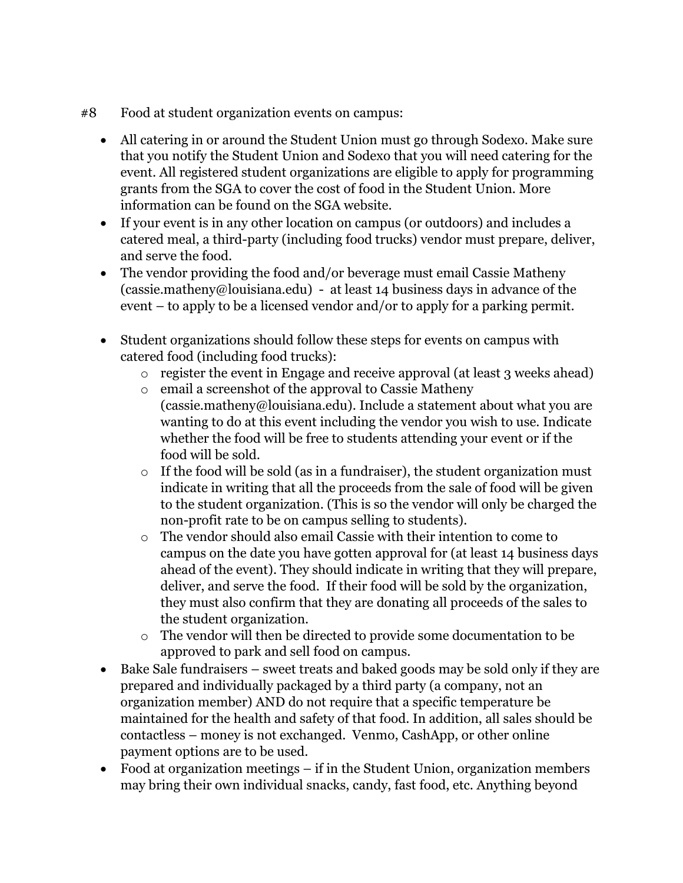#8 Food at student organization events on campus:

- All catering in or around the Student Union must go through Sodexo. Make sure that you notify the Student Union and Sodexo that you will need catering for the event. All registered student organizations are eligible to apply for programming grants from the SGA to cover the cost of food in the Student Union. More information can be found on the SGA website.
- If your event is in any other location on campus (or outdoors) and includes a catered meal, a third-party (including food trucks) vendor must prepare, deliver, and serve the food.
- The vendor providing the food and/or beverage must email Cassie Matheny (cassie.matheny@louisiana.edu) - at least 14 business days in advance of the event – to apply to be a licensed vendor and/or to apply for a parking permit.

- Student organizations should follow these steps for events on campus with catered food (including food trucks):
  - register the event in Engage and receive approval (at least 3 weeks ahead)
  - email a screenshot of the approval to Cassie Matheny (cassie.matheny@louisiana.edu). Include a statement about what you are wanting to do at this event including the vendor you wish to use. Indicate whether the food will be free to students attending your event or if the food will be sold.
  - If the food will be sold (as in a fundraiser), the student organization must indicate in writing that all the proceeds from the sale of food will be given to the student organization. (This is so the vendor will only be charged the non-profit rate to be on campus selling to students).
  - The vendor should also email Cassie with their intention to come to campus on the date you have gotten approval for (at least 14 business days ahead of the event). They should indicate in writing that they will prepare, deliver, and serve the food. If their food will be sold by the organization, they must also confirm that they are donating all proceeds of the sales to the student organization.
  - The vendor will then be directed to provide some documentation to be approved to park and sell food on campus.
- Bake Sale fundraisers – sweet treats and baked goods may be sold only if they are prepared and individually packaged by a third party (a company, not an organization member) AND do not require that a specific temperature be maintained for the health and safety of that food. In addition, all sales should be contactless – money is not exchanged. Venmo, CashApp, or other online payment options are to be used.
- Food at organization meetings – if in the Student Union, organization members may bring their own individual snacks, candy, fast food, etc. Anything beyond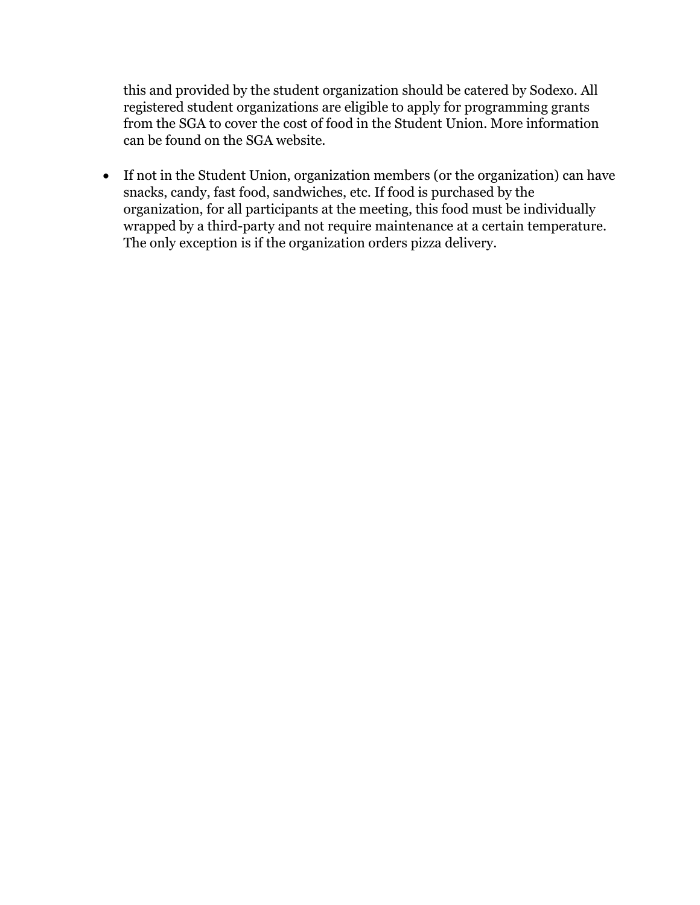this and provided by the student organization should be catered by Sodexo. All registered student organizations are eligible to apply for programming grants from the SGA to cover the cost of food in the Student Union. More information can be found on the SGA website.

- If not in the Student Union, organization members (or the organization) can have snacks, candy, fast food, sandwiches, etc. If food is purchased by the organization, for all participants at the meeting, this food must be individually wrapped by a third-party and not require maintenance at a certain temperature. The only exception is if the organization orders pizza delivery.